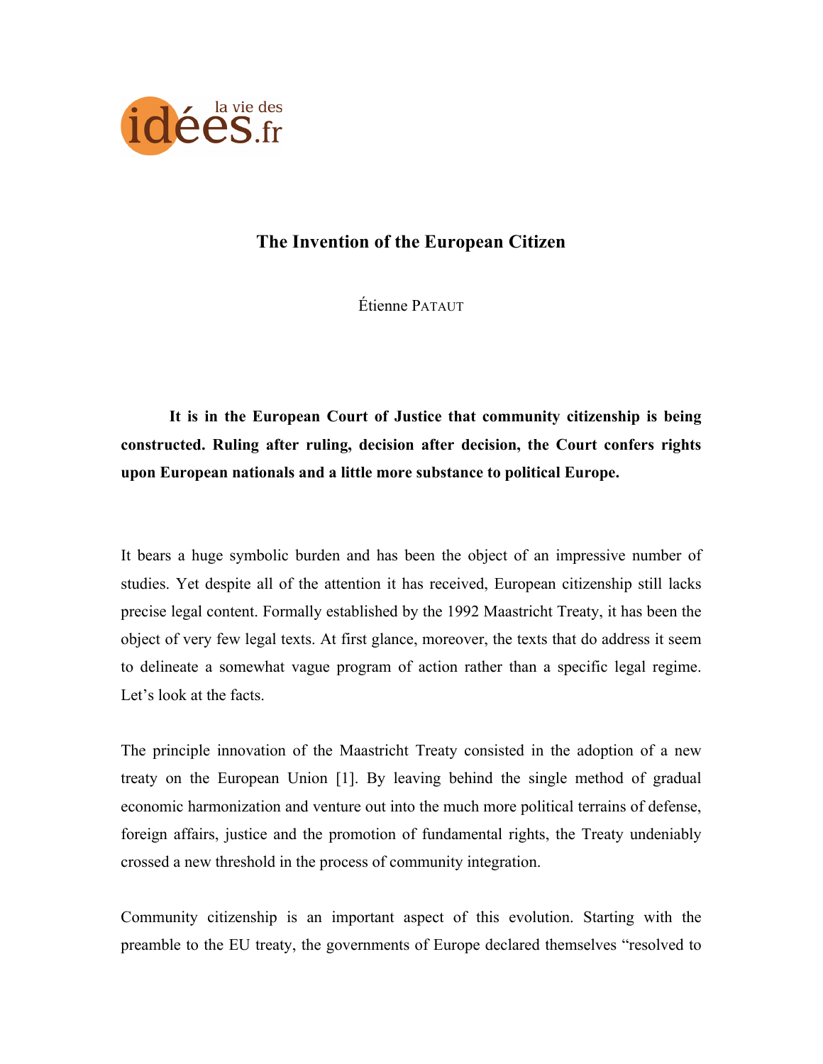# The Invention of the European Citizen

Étienne Pataut

**It is in the European Court of Justice that community citizenship is being constructed. Ruling after ruling, decision after decision, the Court confers rights upon European nationals and a little more substance to political Europe.**

It bears a huge symbolic burden and has been the object of an impressive number of studies. Yet despite all of the attention it has received, European citizenship still lacks precise legal content. Formally established by the 1992 Maastricht Treaty, it has been the object of very few legal texts. At first glance, moreover, the texts that do address it seem to delineate a somewhat vague program of action rather than a specific legal regime. Let's look at the facts.

The principle innovation of the Maastricht Treaty consisted in the adoption of a new treaty on the European Union [1]. By leaving behind the single method of gradual economic harmonization and venture out into the much more political terrains of defense, foreign affairs, justice and the promotion of fundamental rights, the Treaty undeniably crossed a new threshold in the process of community integration.

Community citizenship is an important aspect of this evolution. Starting with the preamble to the EU treaty, the governments of Europe declared themselves "resolved to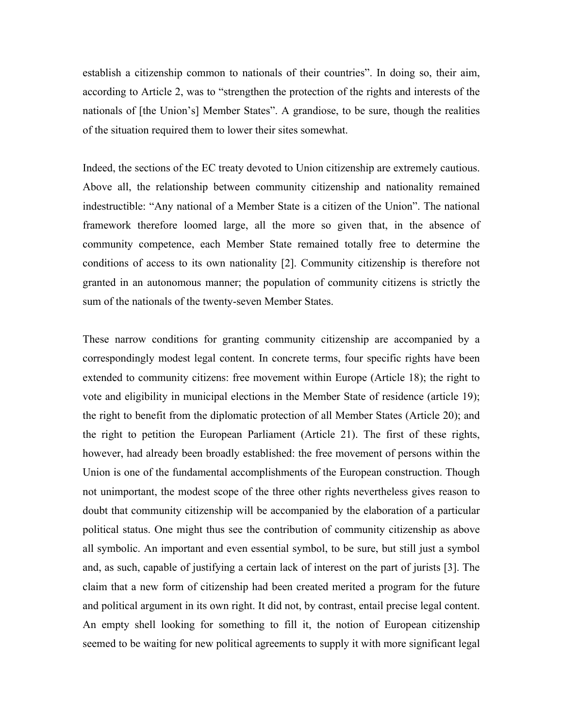establish a citizenship common to nationals of their countries". In doing so, their aim, according to Article 2, was to "strengthen the protection of the rights and interests of the nationals of [the Union's] Member States". A grandiose, to be sure, though the realities of the situation required them to lower their sites somewhat.

Indeed, the sections of the EC treaty devoted to Union citizenship are extremely cautious. Above all, the relationship between community citizenship and nationality remained indestructible: "Any national of a Member State is a citizen of the Union". The national framework therefore loomed large, all the more so given that, in the absence of community competence, each Member State remained totally free to determine the conditions of access to its own nationality [2]. Community citizenship is therefore not granted in an autonomous manner; the population of community citizens is strictly the sum of the nationals of the twenty-seven Member States.

These narrow conditions for granting community citizenship are accompanied by a correspondingly modest legal content. In concrete terms, four specific rights have been extended to community citizens: free movement within Europe (Article 18); the right to vote and eligibility in municipal elections in the Member State of residence (article 19); the right to benefit from the diplomatic protection of all Member States (Article 20); and the right to petition the European Parliament (Article 21). The first of these rights, however, had already been broadly established: the free movement of persons within the Union is one of the fundamental accomplishments of the European construction. Though not unimportant, the modest scope of the three other rights nevertheless gives reason to doubt that community citizenship will be accompanied by the elaboration of a particular political status. One might thus see the contribution of community citizenship as above all symbolic. An important and even essential symbol, to be sure, but still just a symbol and, as such, capable of justifying a certain lack of interest on the part of jurists [3]. The claim that a new form of citizenship had been created merited a program for the future and political argument in its own right. It did not, by contrast, entail precise legal content. An empty shell looking for something to fill it, the notion of European citizenship seemed to be waiting for new political agreements to supply it with more significant legal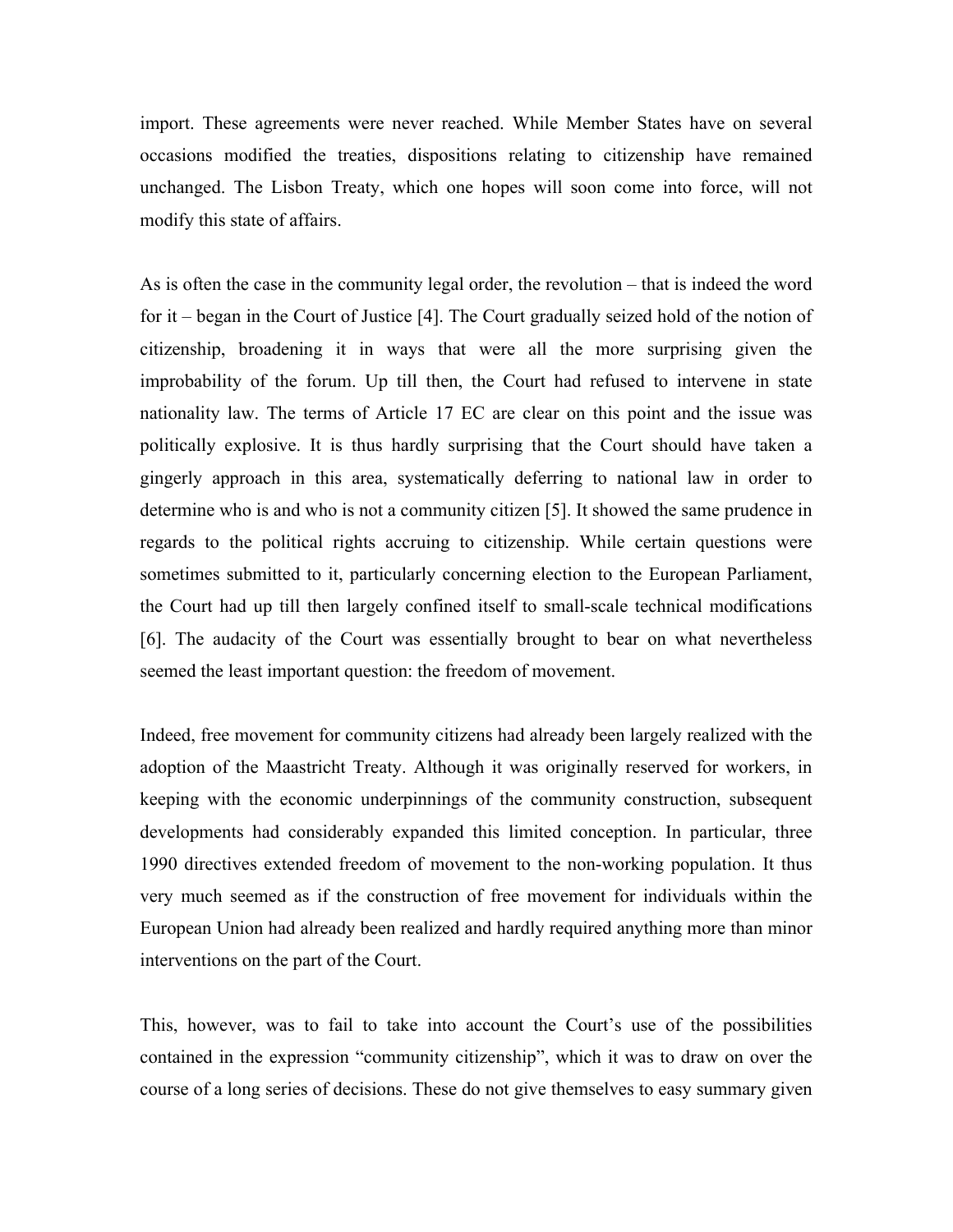import. These agreements were never reached. While Member States have on several occasions modified the treaties, dispositions relating to citizenship have remained unchanged. The Lisbon Treaty, which one hopes will soon come into force, will not modify this state of affairs.

As is often the case in the community legal order, the revolution – that is indeed the word for it – began in the Court of Justice [4]. The Court gradually seized hold of the notion of citizenship, broadening it in ways that were all the more surprising given the improbability of the forum. Up till then, the Court had refused to intervene in state nationality law. The terms of Article 17 EC are clear on this point and the issue was politically explosive. It is thus hardly surprising that the Court should have taken a gingerly approach in this area, systematically deferring to national law in order to determine who is and who is not a community citizen [5]. It showed the same prudence in regards to the political rights accruing to citizenship. While certain questions were sometimes submitted to it, particularly concerning election to the European Parliament, the Court had up till then largely confined itself to small-scale technical modifications [6]. The audacity of the Court was essentially brought to bear on what nevertheless seemed the least important question: the freedom of movement.

Indeed, free movement for community citizens had already been largely realized with the adoption of the Maastricht Treaty. Although it was originally reserved for workers, in keeping with the economic underpinnings of the community construction, subsequent developments had considerably expanded this limited conception. In particular, three 1990 directives extended freedom of movement to the non-working population. It thus very much seemed as if the construction of free movement for individuals within the European Union had already been realized and hardly required anything more than minor interventions on the part of the Court.

This, however, was to fail to take into account the Court's use of the possibilities contained in the expression "community citizenship", which it was to draw on over the course of a long series of decisions. These do not give themselves to easy summary given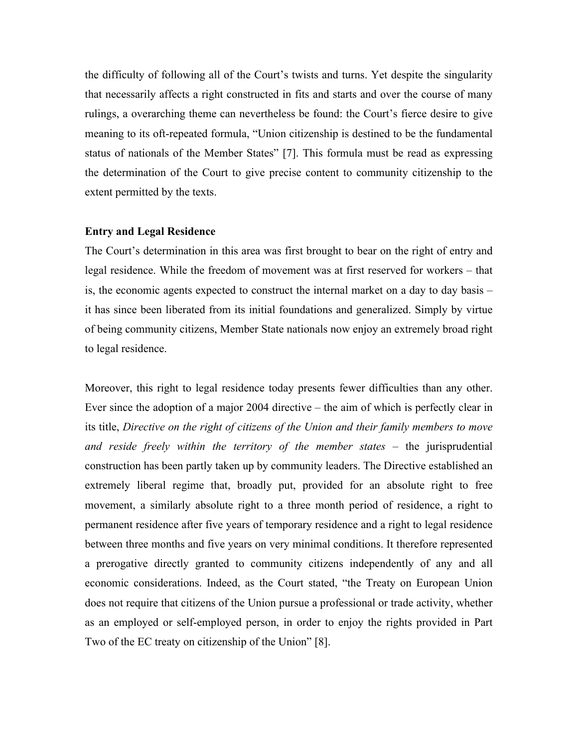the difficulty of following all of the Court's twists and turns. Yet despite the singularity that necessarily affects a right constructed in fits and starts and over the course of many rulings, a overarching theme can nevertheless be found: the Court's fierce desire to give meaning to its oft-repeated formula, "Union citizenship is destined to be the fundamental status of nationals of the Member States" [7]. This formula must be read as expressing the determination of the Court to give precise content to community citizenship to the extent permitted by the texts.

**Entry and Legal Residence**

The Court's determination in this area was first brought to bear on the right of entry and legal residence. While the freedom of movement was at first reserved for workers – that is, the economic agents expected to construct the internal market on a day to day basis – it has since been liberated from its initial foundations and generalized. Simply by virtue of being community citizens, Member State nationals now enjoy an extremely broad right to legal residence.

Moreover, this right to legal residence today presents fewer difficulties than any other. Ever since the adoption of a major 2004 directive – the aim of which is perfectly clear in its title, *Directive on the right of citizens of the Union and their family members to move and reside freely within the territory of the member states* – the jurisprudential construction has been partly taken up by community leaders. The Directive established an extremely liberal regime that, broadly put, provided for an absolute right to free movement, a similarly absolute right to a three month period of residence, a right to permanent residence after five years of temporary residence and a right to legal residence between three months and five years on very minimal conditions. It therefore represented a prerogative directly granted to community citizens independently of any and all economic considerations. Indeed, as the Court stated, "the Treaty on European Union does not require that citizens of the Union pursue a professional or trade activity, whether as an employed or self-employed person, in order to enjoy the rights provided in Part Two of the EC treaty on citizenship of the Union" [8].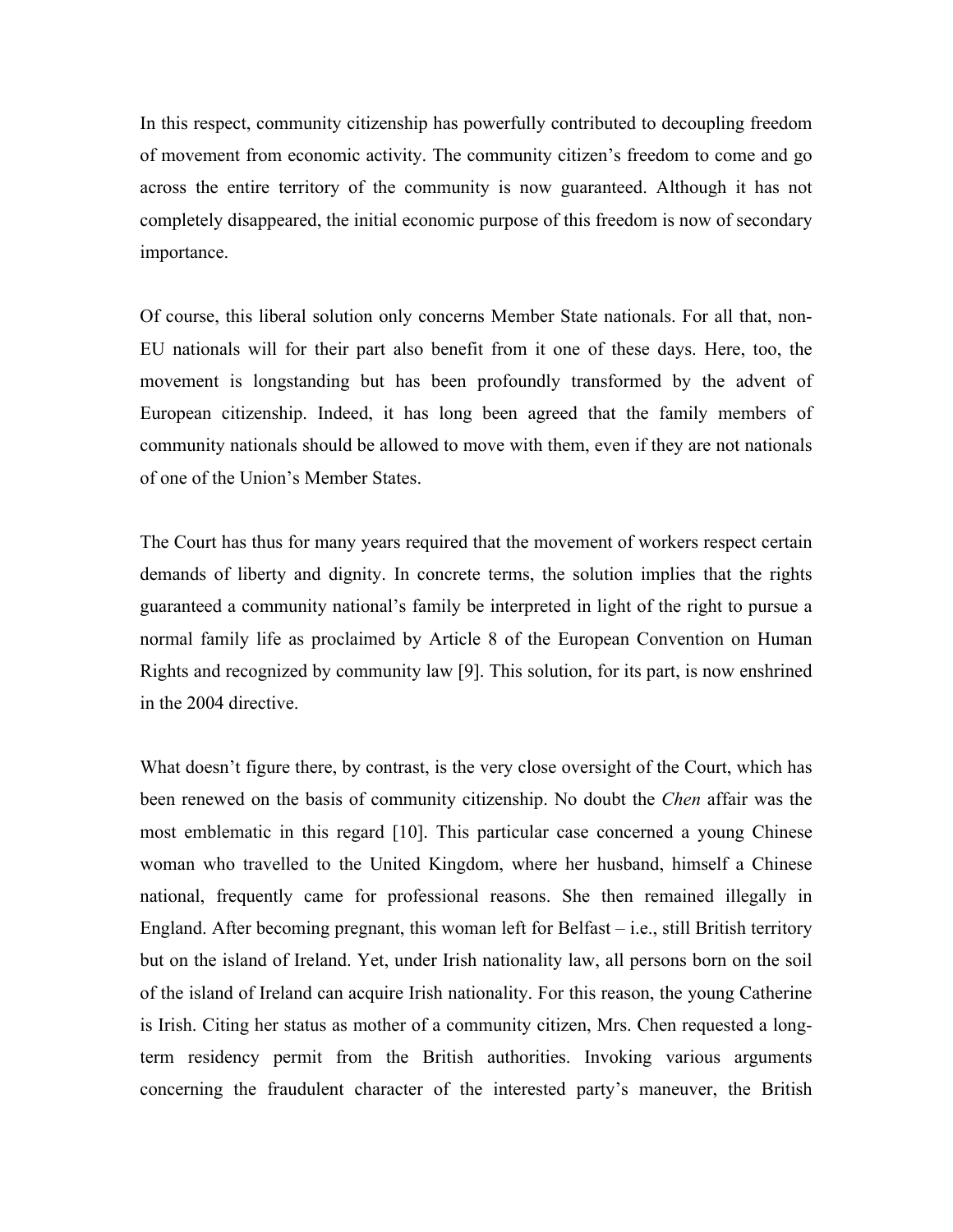In this respect, community citizenship has powerfully contributed to decoupling freedom of movement from economic activity. The community citizen's freedom to come and go across the entire territory of the community is now guaranteed. Although it has not completely disappeared, the initial economic purpose of this freedom is now of secondary importance.

Of course, this liberal solution only concerns Member State nationals. For all that, non-EU nationals will for their part also benefit from it one of these days. Here, too, the movement is longstanding but has been profoundly transformed by the advent of European citizenship. Indeed, it has long been agreed that the family members of community nationals should be allowed to move with them, even if they are not nationals of one of the Union's Member States.

The Court has thus for many years required that the movement of workers respect certain demands of liberty and dignity. In concrete terms, the solution implies that the rights guaranteed a community national's family be interpreted in light of the right to pursue a normal family life as proclaimed by Article 8 of the European Convention on Human Rights and recognized by community law [9]. This solution, for its part, is now enshrined in the 2004 directive.

What doesn't figure there, by contrast, is the very close oversight of the Court, which has been renewed on the basis of community citizenship. No doubt the *Chen* affair was the most emblematic in this regard [10]. This particular case concerned a young Chinese woman who travelled to the United Kingdom, where her husband, himself a Chinese national, frequently came for professional reasons. She then remained illegally in England. After becoming pregnant, this woman left for Belfast – i.e., still British territory but on the island of Ireland. Yet, under Irish nationality law, all persons born on the soil of the island of Ireland can acquire Irish nationality. For this reason, the young Catherine is Irish. Citing her status as mother of a community citizen, Mrs. Chen requested a long-term residency permit from the British authorities. Invoking various arguments concerning the fraudulent character of the interested party's maneuver, the British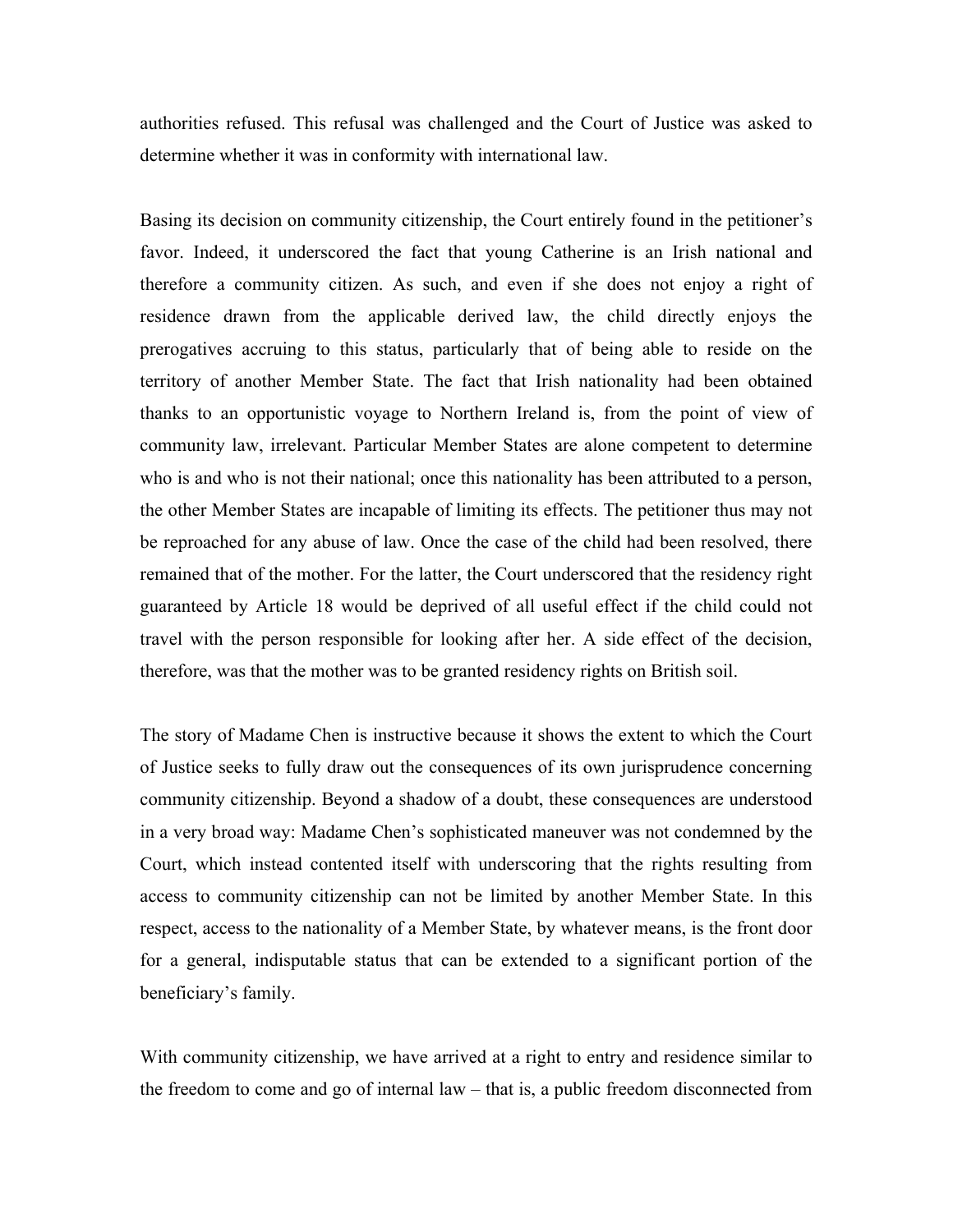authorities refused. This refusal was challenged and the Court of Justice was asked to determine whether it was in conformity with international law.

Basing its decision on community citizenship, the Court entirely found in the petitioner's favor. Indeed, it underscored the fact that young Catherine is an Irish national and therefore a community citizen. As such, and even if she does not enjoy a right of residence drawn from the applicable derived law, the child directly enjoys the prerogatives accruing to this status, particularly that of being able to reside on the territory of another Member State. The fact that Irish nationality had been obtained thanks to an opportunistic voyage to Northern Ireland is, from the point of view of community law, irrelevant. Particular Member States are alone competent to determine who is and who is not their national; once this nationality has been attributed to a person, the other Member States are incapable of limiting its effects. The petitioner thus may not be reproached for any abuse of law. Once the case of the child had been resolved, there remained that of the mother. For the latter, the Court underscored that the residency right guaranteed by Article 18 would be deprived of all useful effect if the child could not travel with the person responsible for looking after her. A side effect of the decision, therefore, was that the mother was to be granted residency rights on British soil.

The story of Madame Chen is instructive because it shows the extent to which the Court of Justice seeks to fully draw out the consequences of its own jurisprudence concerning community citizenship. Beyond a shadow of a doubt, these consequences are understood in a very broad way: Madame Chen's sophisticated maneuver was not condemned by the Court, which instead contented itself with underscoring that the rights resulting from access to community citizenship can not be limited by another Member State. In this respect, access to the nationality of a Member State, by whatever means, is the front door for a general, indisputable status that can be extended to a significant portion of the beneficiary's family.

With community citizenship, we have arrived at a right to entry and residence similar to the freedom to come and go of internal law – that is, a public freedom disconnected from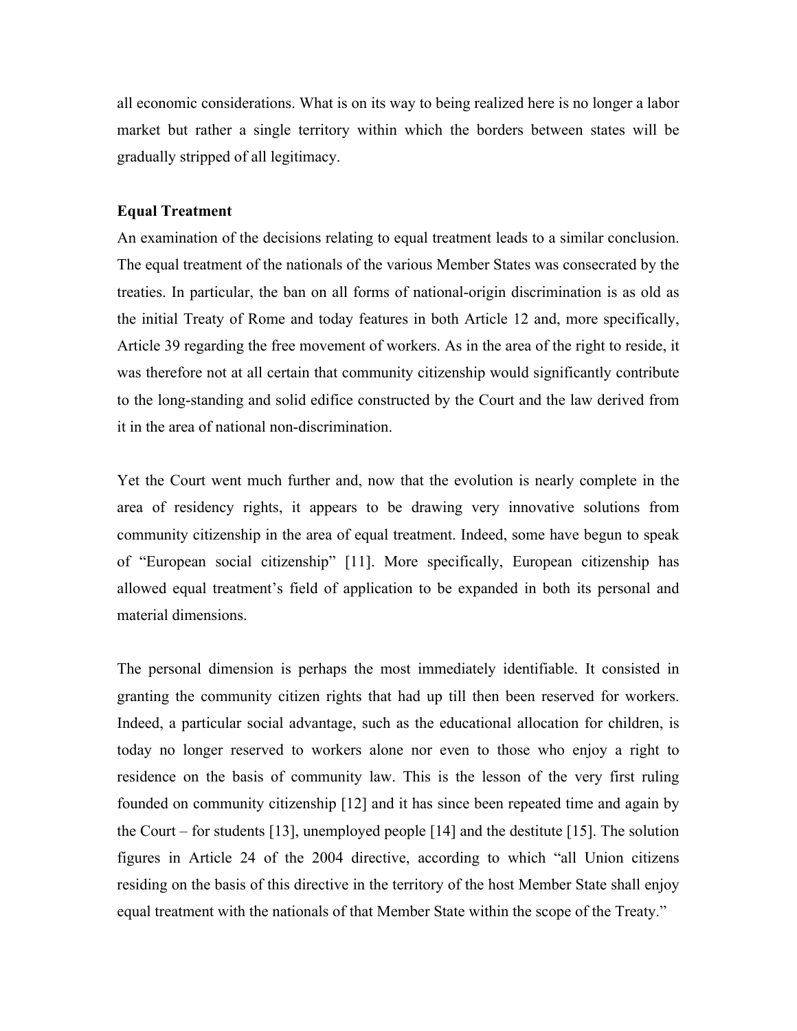all economic considerations. What is on its way to being realized here is no longer a labor market but rather a single territory within which the borders between states will be gradually stripped of all legitimacy.

**Equal Treatment**

An examination of the decisions relating to equal treatment leads to a similar conclusion. The equal treatment of the nationals of the various Member States was consecrated by the treaties. In particular, the ban on all forms of national-origin discrimination is as old as the initial Treaty of Rome and today features in both Article 12 and, more specifically, Article 39 regarding the free movement of workers. As in the area of the right to reside, it was therefore not at all certain that community citizenship would significantly contribute to the long-standing and solid edifice constructed by the Court and the law derived from it in the area of national non-discrimination.

Yet the Court went much further and, now that the evolution is nearly complete in the area of residency rights, it appears to be drawing very innovative solutions from community citizenship in the area of equal treatment. Indeed, some have begun to speak of "European social citizenship" [11]. More specifically, European citizenship has allowed equal treatment's field of application to be expanded in both its personal and material dimensions.

The personal dimension is perhaps the most immediately identifiable. It consisted in granting the community citizen rights that had up till then been reserved for workers. Indeed, a particular social advantage, such as the educational allocation for children, is today no longer reserved to workers alone nor even to those who enjoy a right to residence on the basis of community law. This is the lesson of the very first ruling founded on community citizenship [12] and it has since been repeated time and again by the Court – for students [13], unemployed people [14] and the destitute [15]. The solution figures in Article 24 of the 2004 directive, according to which "all Union citizens residing on the basis of this directive in the territory of the host Member State shall enjoy equal treatment with the nationals of that Member State within the scope of the Treaty."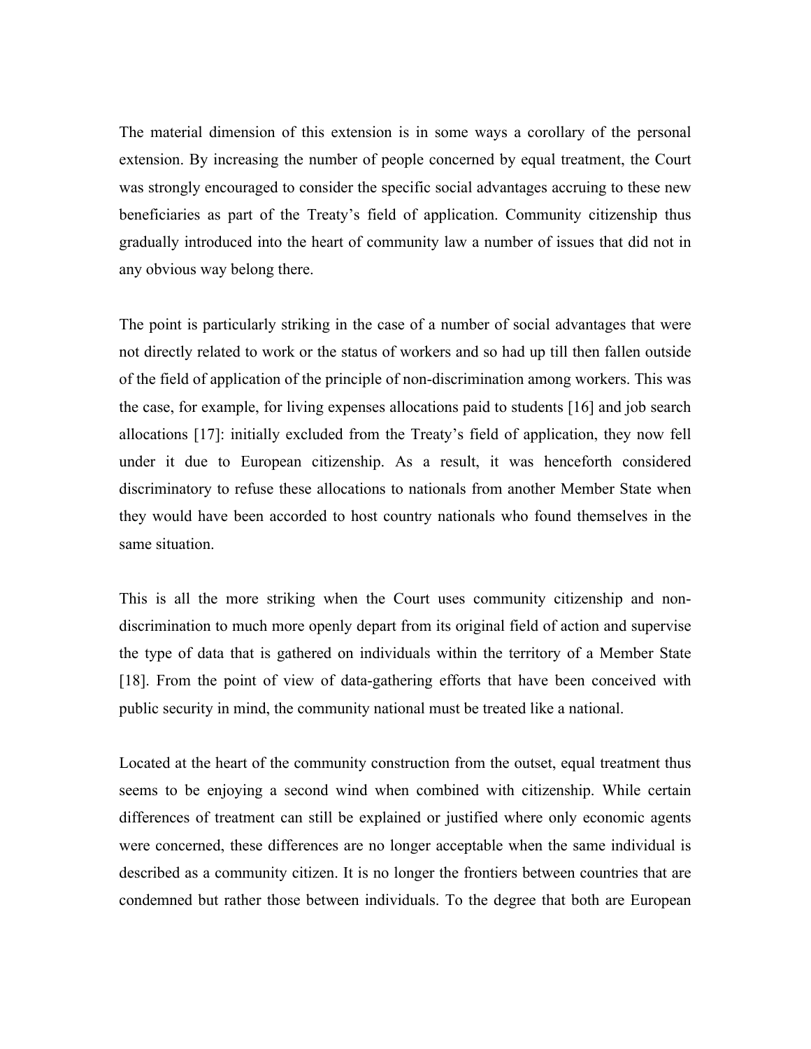The material dimension of this extension is in some ways a corollary of the personal extension. By increasing the number of people concerned by equal treatment, the Court was strongly encouraged to consider the specific social advantages accruing to these new beneficiaries as part of the Treaty's field of application. Community citizenship thus gradually introduced into the heart of community law a number of issues that did not in any obvious way belong there.

The point is particularly striking in the case of a number of social advantages that were not directly related to work or the status of workers and so had up till then fallen outside of the field of application of the principle of non-discrimination among workers. This was the case, for example, for living expenses allocations paid to students [16] and job search allocations [17]: initially excluded from the Treaty's field of application, they now fell under it due to European citizenship. As a result, it was henceforth considered discriminatory to refuse these allocations to nationals from another Member State when they would have been accorded to host country nationals who found themselves in the same situation.

This is all the more striking when the Court uses community citizenship and non-discrimination to much more openly depart from its original field of action and supervise the type of data that is gathered on individuals within the territory of a Member State [18]. From the point of view of data-gathering efforts that have been conceived with public security in mind, the community national must be treated like a national.

Located at the heart of the community construction from the outset, equal treatment thus seems to be enjoying a second wind when combined with citizenship. While certain differences of treatment can still be explained or justified where only economic agents were concerned, these differences are no longer acceptable when the same individual is described as a community citizen. It is no longer the frontiers between countries that are condemned but rather those between individuals. To the degree that both are European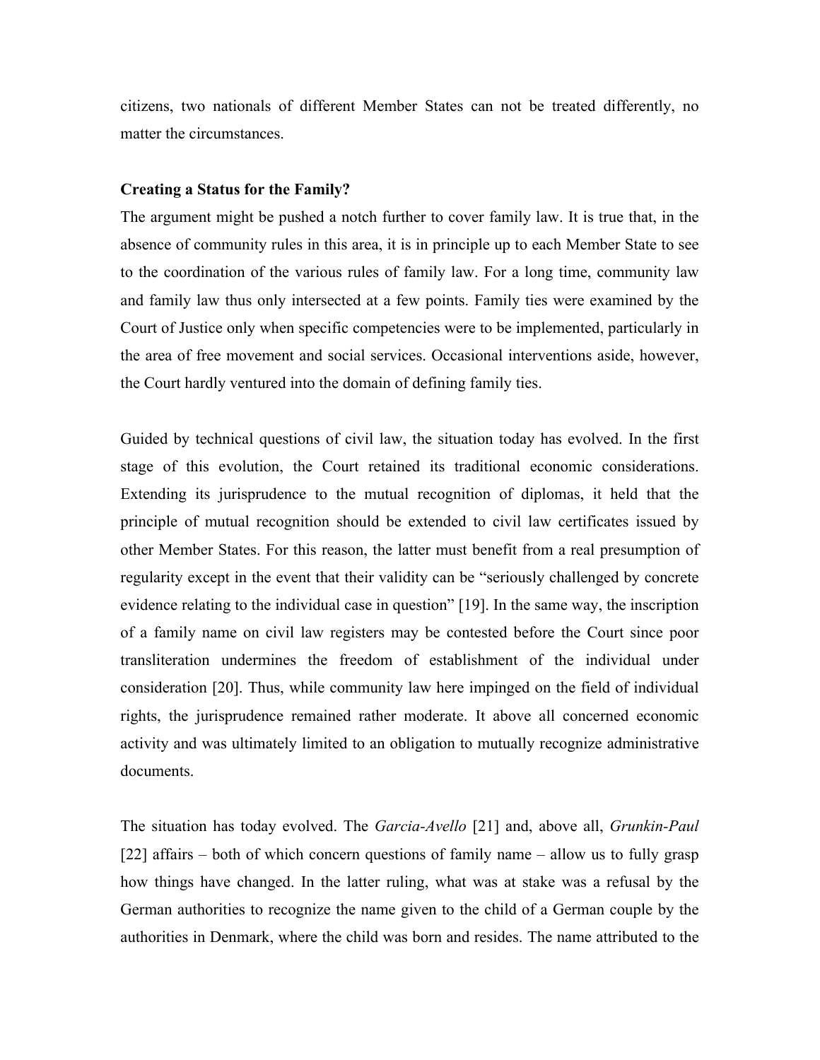citizens, two nationals of different Member States can not be treated differently, no matter the circumstances.

**Creating a Status for the Family?**

The argument might be pushed a notch further to cover family law. It is true that, in the absence of community rules in this area, it is in principle up to each Member State to see to the coordination of the various rules of family law. For a long time, community law and family law thus only intersected at a few points. Family ties were examined by the Court of Justice only when specific competencies were to be implemented, particularly in the area of free movement and social services. Occasional interventions aside, however, the Court hardly ventured into the domain of defining family ties.

Guided by technical questions of civil law, the situation today has evolved. In the first stage of this evolution, the Court retained its traditional economic considerations. Extending its jurisprudence to the mutual recognition of diplomas, it held that the principle of mutual recognition should be extended to civil law certificates issued by other Member States. For this reason, the latter must benefit from a real presumption of regularity except in the event that their validity can be "seriously challenged by concrete evidence relating to the individual case in question" [19]. In the same way, the inscription of a family name on civil law registers may be contested before the Court since poor transliteration undermines the freedom of establishment of the individual under consideration [20]. Thus, while community law here impinged on the field of individual rights, the jurisprudence remained rather moderate. It above all concerned economic activity and was ultimately limited to an obligation to mutually recognize administrative documents.

The situation has today evolved. The *Garcia-Avello* [21] and, above all, *Grunkin-Paul* [22] affairs – both of which concern questions of family name – allow us to fully grasp how things have changed. In the latter ruling, what was at stake was a refusal by the German authorities to recognize the name given to the child of a German couple by the authorities in Denmark, where the child was born and resides. The name attributed to the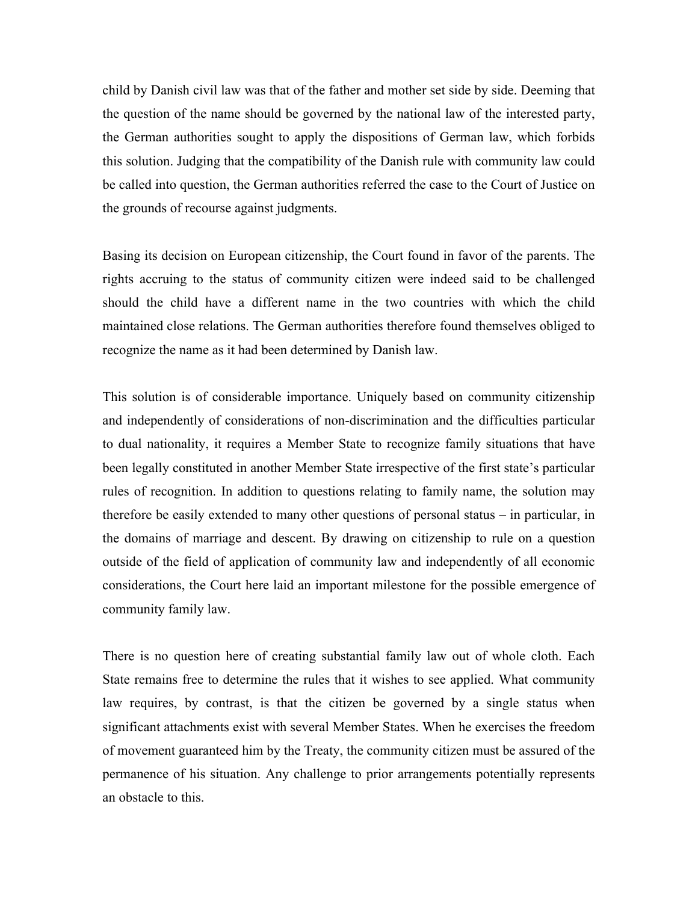child by Danish civil law was that of the father and mother set side by side. Deeming that the question of the name should be governed by the national law of the interested party, the German authorities sought to apply the dispositions of German law, which forbids this solution. Judging that the compatibility of the Danish rule with community law could be called into question, the German authorities referred the case to the Court of Justice on the grounds of recourse against judgments.

Basing its decision on European citizenship, the Court found in favor of the parents. The rights accruing to the status of community citizen were indeed said to be challenged should the child have a different name in the two countries with which the child maintained close relations. The German authorities therefore found themselves obliged to recognize the name as it had been determined by Danish law.

This solution is of considerable importance. Uniquely based on community citizenship and independently of considerations of non-discrimination and the difficulties particular to dual nationality, it requires a Member State to recognize family situations that have been legally constituted in another Member State irrespective of the first state's particular rules of recognition. In addition to questions relating to family name, the solution may therefore be easily extended to many other questions of personal status – in particular, in the domains of marriage and descent. By drawing on citizenship to rule on a question outside of the field of application of community law and independently of all economic considerations, the Court here laid an important milestone for the possible emergence of community family law.

There is no question here of creating substantial family law out of whole cloth. Each State remains free to determine the rules that it wishes to see applied. What community law requires, by contrast, is that the citizen be governed by a single status when significant attachments exist with several Member States. When he exercises the freedom of movement guaranteed him by the Treaty, the community citizen must be assured of the permanence of his situation. Any challenge to prior arrangements potentially represents an obstacle to this.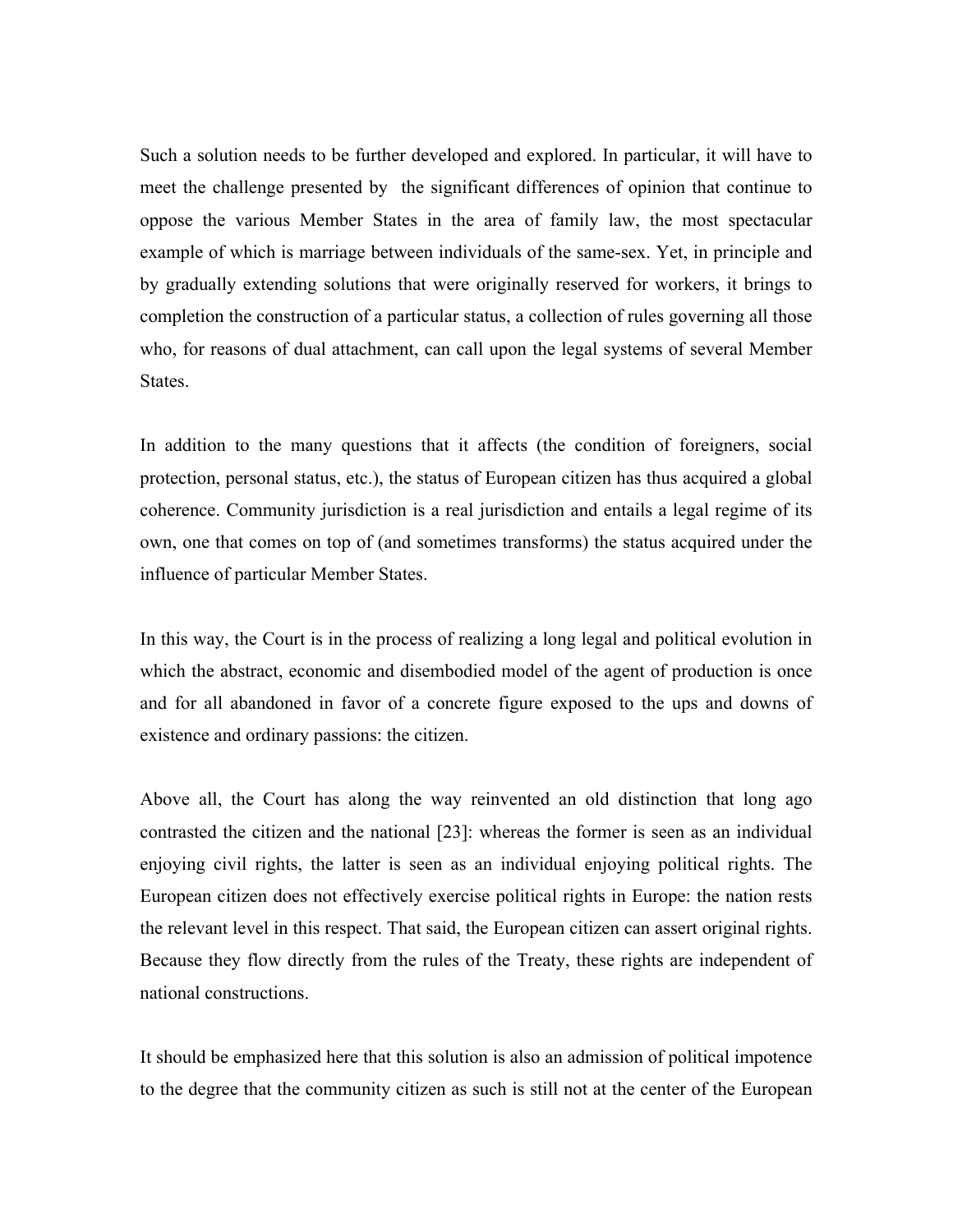Such a solution needs to be further developed and explored. In particular, it will have to meet the challenge presented by the significant differences of opinion that continue to oppose the various Member States in the area of family law, the most spectacular example of which is marriage between individuals of the same-sex. Yet, in principle and by gradually extending solutions that were originally reserved for workers, it brings to completion the construction of a particular status, a collection of rules governing all those who, for reasons of dual attachment, can call upon the legal systems of several Member States.

In addition to the many questions that it affects (the condition of foreigners, social protection, personal status, etc.), the status of European citizen has thus acquired a global coherence. Community jurisdiction is a real jurisdiction and entails a legal regime of its own, one that comes on top of (and sometimes transforms) the status acquired under the influence of particular Member States.

In this way, the Court is in the process of realizing a long legal and political evolution in which the abstract, economic and disembodied model of the agent of production is once and for all abandoned in favor of a concrete figure exposed to the ups and downs of existence and ordinary passions: the citizen.

Above all, the Court has along the way reinvented an old distinction that long ago contrasted the citizen and the national [23]: whereas the former is seen as an individual enjoying civil rights, the latter is seen as an individual enjoying political rights. The European citizen does not effectively exercise political rights in Europe: the nation rests the relevant level in this respect. That said, the European citizen can assert original rights. Because they flow directly from the rules of the Treaty, these rights are independent of national constructions.

It should be emphasized here that this solution is also an admission of political impotence to the degree that the community citizen as such is still not at the center of the European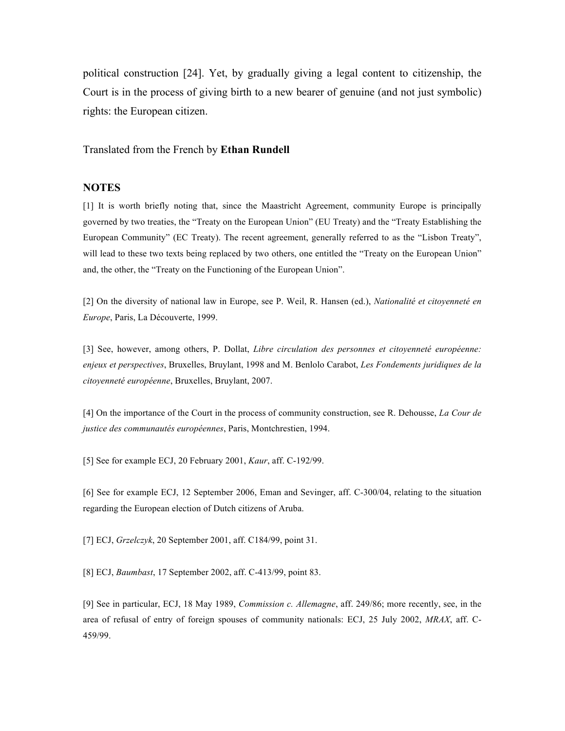political construction [24]. Yet, by gradually giving a legal content to citizenship, the Court is in the process of giving birth to a new bearer of genuine (and not just symbolic) rights: the European citizen.

Translated from the French by **Ethan Rundell**

## NOTES

[1] It is worth briefly noting that, since the Maastricht Agreement, community Europe is principally governed by two treaties, the "Treaty on the European Union" (EU Treaty) and the "Treaty Establishing the European Community" (EC Treaty). The recent agreement, generally referred to as the "Lisbon Treaty", will lead to these two texts being replaced by two others, one entitled the "Treaty on the European Union" and, the other, the "Treaty on the Functioning of the European Union".

[2] On the diversity of national law in Europe, see P. Weil, R. Hansen (ed.), *Nationalité et citoyenneté en Europe*, Paris, La Découverte, 1999.

[3] See, however, among others, P. Dollat, *Libre circulation des personnes et citoyenneté européenne: enjeux et perspectives*, Bruxelles, Bruylant, 1998 and M. Benlolo Carabot, *Les Fondements juridiques de la citoyenneté européenne*, Bruxelles, Bruylant, 2007.

[4] On the importance of the Court in the process of community construction, see R. Dehousse, *La Cour de justice des communautés européennes*, Paris, Montchrestien, 1994.

[5] See for example ECJ, 20 February 2001, *Kaur*, aff. C-192/99.

[6] See for example ECJ, 12 September 2006, Eman and Sevinger, aff. C-300/04, relating to the situation regarding the European election of Dutch citizens of Aruba.

[7] ECJ, *Grzelczyk*, 20 September 2001, aff. C184/99, point 31.

[8] ECJ, *Baumbast*, 17 September 2002, aff. C-413/99, point 83.

[9] See in particular, ECJ, 18 May 1989, *Commission c. Allemagne*, aff. 249/86; more recently, see, in the area of refusal of entry of foreign spouses of community nationals: ECJ, 25 July 2002, *MRAX*, aff. C-459/99.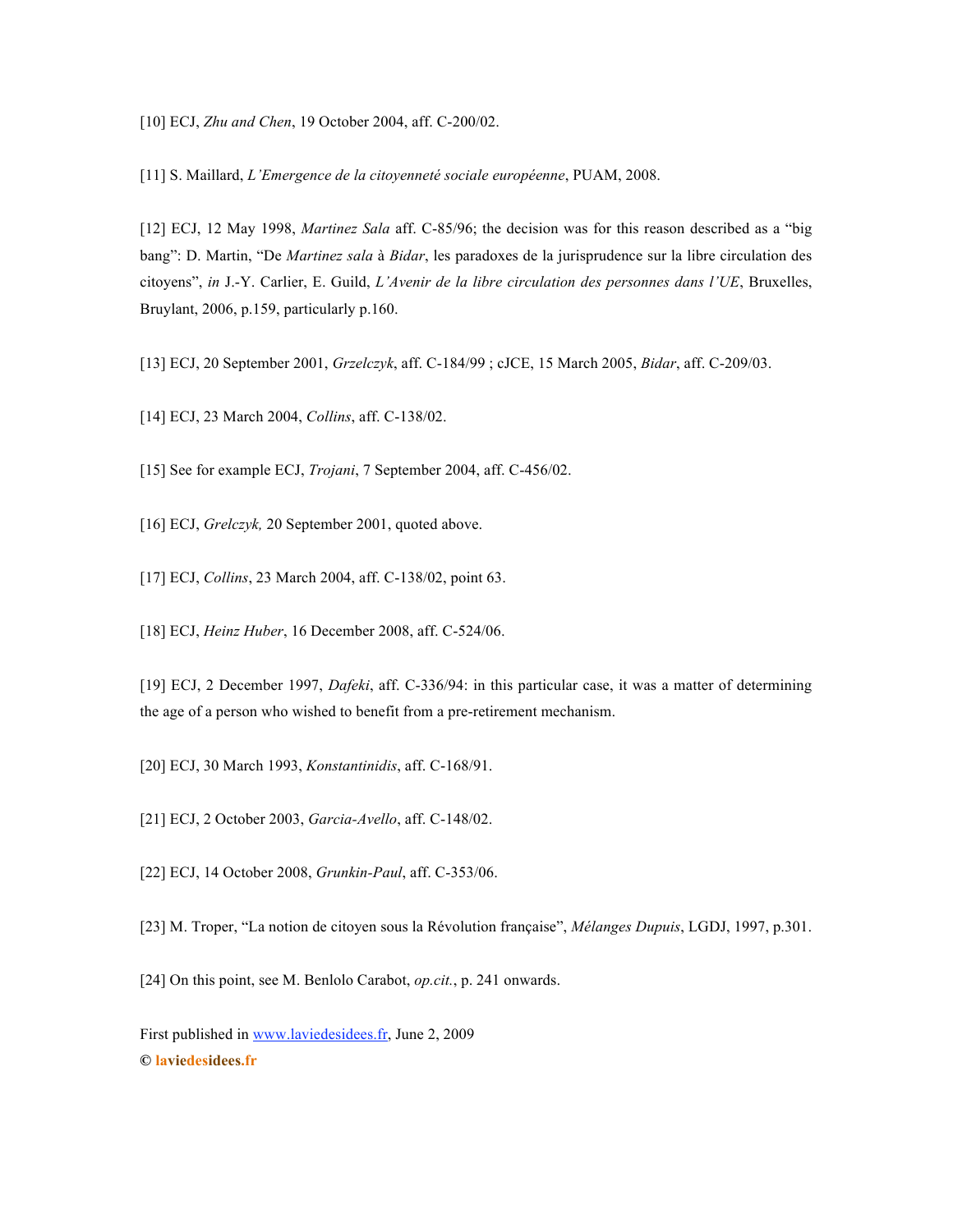[10] ECJ, *Zhu and Chen*, 19 October 2004, aff. C-200/02.

[11] S. Maillard, *L'Emergence de la citoyenneté sociale européenne*, PUAM, 2008.

[12] ECJ, 12 May 1998, *Martinez Sala* aff. C-85/96; the decision was for this reason described as a "big bang": D. Martin, "De *Martinez sala* à *Bidar*, les paradoxes de la jurisprudence sur la libre circulation des citoyens", *in* J.-Y. Carlier, E. Guild, *L'Avenir de la libre circulation des personnes dans l'UE*, Bruxelles, Bruylant, 2006, p.159, particularly p.160.

[13] ECJ, 20 September 2001, *Grzelczyk*, aff. C-184/99 ; cJCE, 15 March 2005, *Bidar*, aff. C-209/03.

[14] ECJ, 23 March 2004, *Collins*, aff. C-138/02.

[15] See for example ECJ, *Trojani*, 7 September 2004, aff. C-456/02.

[16] ECJ, *Grelczyk,* 20 September 2001, quoted above.

[17] ECJ, *Collins*, 23 March 2004, aff. C-138/02, point 63.

[18] ECJ, *Heinz Huber*, 16 December 2008, aff. C-524/06.

[19] ECJ, 2 December 1997, *Dafeki*, aff. C-336/94: in this particular case, it was a matter of determining the age of a person who wished to benefit from a pre-retirement mechanism.

[20] ECJ, 30 March 1993, *Konstantinidis*, aff. C-168/91.

[21] ECJ, 2 October 2003, *Garcia-Avello*, aff. C-148/02.

[22] ECJ, 14 October 2008, *Grunkin-Paul*, aff. C-353/06.

[23] M. Troper, "La notion de citoyen sous la Révolution française", *Mélanges Dupuis*, LGDJ, 1997, p.301.

[24] On this point, see M. Benlolo Carabot, *op.cit.*, p. 241 onwards.

First published in www.laviedesidees.fr, June 2, 2009
**© laviedesidees.fr**